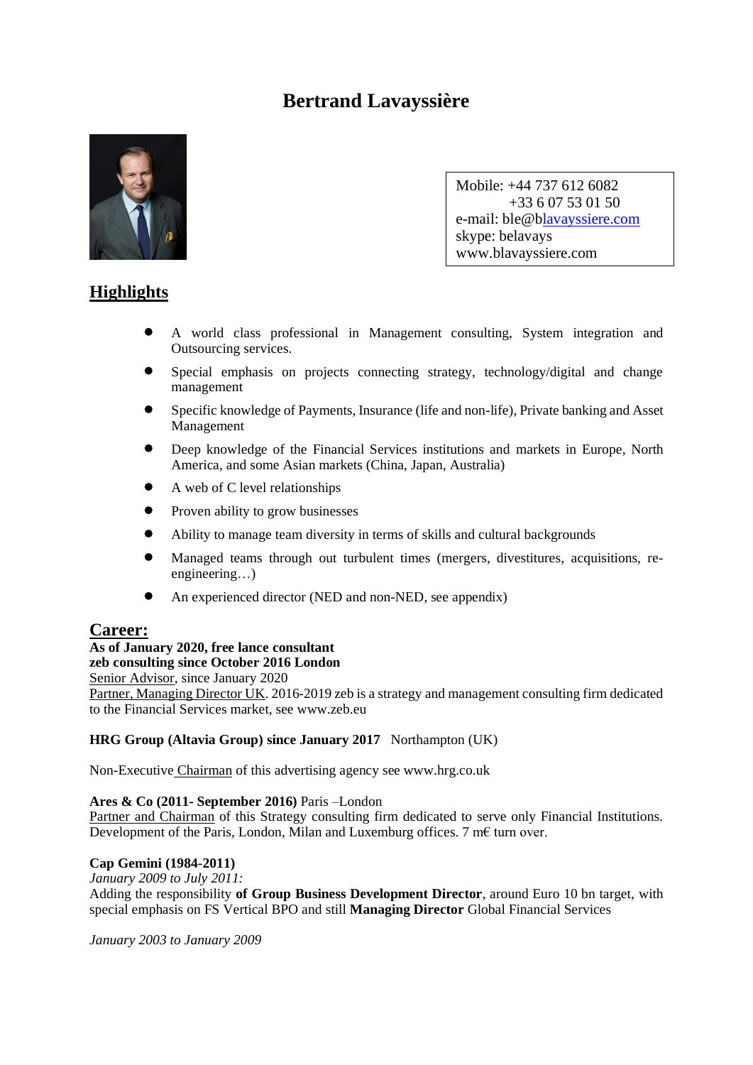# Bertrand Lavayssière

Mobile: +44 737 612 6082
+33 6 07 53 01 50
e-mail: ble@blavayssiere.com
skype: belavays
www.blavayssiere.com

## Highlights

- A world class professional in Management consulting, System integration and Outsourcing services.
- Special emphasis on projects connecting strategy, technology/digital and change management
- Specific knowledge of Payments, Insurance (life and non-life), Private banking and Asset Management
- Deep knowledge of the Financial Services institutions and markets in Europe, North America, and some Asian markets (China, Japan, Australia)
- A web of C level relationships
- Proven ability to grow businesses
- Ability to manage team diversity in terms of skills and cultural backgrounds
- Managed teams through out turbulent times (mergers, divestitures, acquisitions, re-engineering…)
- An experienced director (NED and non-NED, see appendix)

## Career:

**As of January 2020, free lance consultant**
**zeb consulting since October 2016 London**
Senior Advisor, since January 2020
Partner, Managing Director UK. 2016-2019 zeb is a strategy and management consulting firm dedicated to the Financial Services market, see www.zeb.eu

**HRG Group (Altavia Group) since January 2017** Northampton (UK)

Non-Executive Chairman of this advertising agency see www.hrg.co.uk

**Ares & Co (2011- September 2016)** Paris –London
Partner and Chairman of this Strategy consulting firm dedicated to serve only Financial Institutions. Development of the Paris, London, Milan and Luxemburg offices. 7 m€ turn over.

**Cap Gemini (1984-2011)**
*January 2009 to July 2011:*
Adding the responsibility **of Group Business Development Director**, around Euro 10 bn target, with special emphasis on FS Vertical BPO and still **Managing Director** Global Financial Services

*January 2003 to January 2009*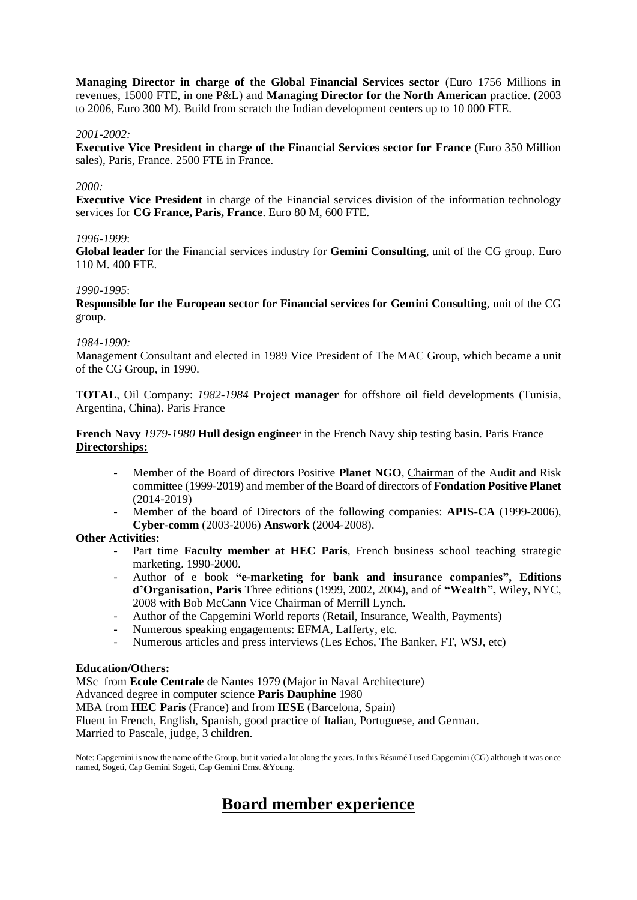**Managing Director in charge of the Global Financial Services sector** (Euro 1756 Millions in revenues, 15000 FTE, in one P&L) and **Managing Director for the North American** practice. (2003 to 2006, Euro 300 M). Build from scratch the Indian development centers up to 10 000 FTE.

*2001-2002:*
**Executive Vice President in charge of the Financial Services sector for France** (Euro 350 Million sales), Paris, France. 2500 FTE in France.

*2000:*
**Executive Vice President** in charge of the Financial services division of the information technology services for **CG France, Paris, France**. Euro 80 M, 600 FTE.

*1996-1999*:
**Global leader** for the Financial services industry for **Gemini Consulting**, unit of the CG group. Euro 110 M. 400 FTE.

*1990-1995*:
**Responsible for the European sector for Financial services for Gemini Consulting**, unit of the CG group.

*1984-1990:*
Management Consultant and elected in 1989 Vice President of The MAC Group, which became a unit of the CG Group, in 1990.

**TOTAL**, Oil Company: *1982-1984* **Project manager** for offshore oil field developments (Tunisia, Argentina, China). Paris France

**French Navy** *1979-1980* **Hull design engineer** in the French Navy ship testing basin. Paris France

**Directorships:**

- Member of the Board of directors Positive **Planet NGO**, Chairman of the Audit and Risk committee (1999-2019) and member of the Board of directors of **Fondation Positive Planet** (2014-2019)
- Member of the board of Directors of the following companies: **APIS-CA** (1999-2006), **Cyber-comm** (2003-2006) **Answork** (2004-2008).

**Other Activities:**

- Part time **Faculty member at HEC Paris**, French business school teaching strategic marketing. 1990-2000.
- Author of e book **"e-marketing for bank and insurance companies", Editions d'Organisation, Paris** Three editions (1999, 2002, 2004), and of **"Wealth",** Wiley, NYC, 2008 with Bob McCann Vice Chairman of Merrill Lynch.
- Author of the Capgemini World reports (Retail, Insurance, Wealth, Payments)
- Numerous speaking engagements: EFMA, Lafferty, etc.
- Numerous articles and press interviews (Les Echos, The Banker, FT, WSJ, etc)

**Education/Others:**

MSc from **Ecole Centrale** de Nantes 1979 (Major in Naval Architecture)
Advanced degree in computer science **Paris Dauphine** 1980
MBA from **HEC Paris** (France) and from **IESE** (Barcelona, Spain)
Fluent in French, English, Spanish, good practice of Italian, Portuguese, and German.
Married to Pascale, judge, 3 children.

Note: Capgemini is now the name of the Group, but it varied a lot along the years. In this Résumé I used Capgemini (CG) although it was once named, Sogeti, Cap Gemini Sogeti, Cap Gemini Ernst &Young.

# Board member experience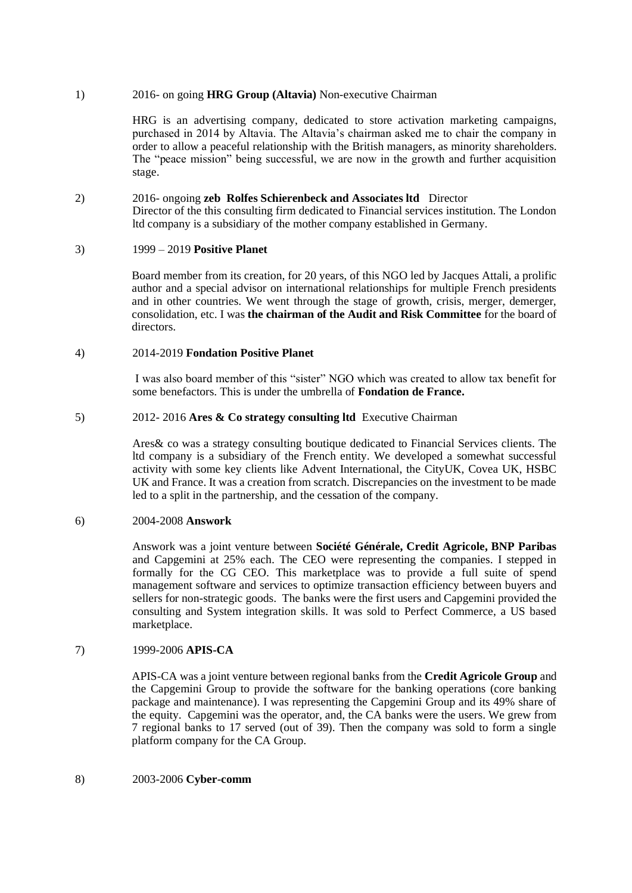1) 2016- on going **HRG Group (Altavia)** Non-executive Chairman

   HRG is an advertising company, dedicated to store activation marketing campaigns, purchased in 2014 by Altavia. The Altavia's chairman asked me to chair the company in order to allow a peaceful relationship with the British managers, as minority shareholders. The "peace mission" being successful, we are now in the growth and further acquisition stage.

2) 2016- ongoing **zeb Rolfes Schierenbeck and Associates ltd** Director
   Director of the this consulting firm dedicated to Financial services institution. The London ltd company is a subsidiary of the mother company established in Germany.

3) 1999 – 2019 **Positive Planet**

   Board member from its creation, for 20 years, of this NGO led by Jacques Attali, a prolific author and a special advisor on international relationships for multiple French presidents and in other countries. We went through the stage of growth, crisis, merger, demerger, consolidation, etc. I was **the chairman of the Audit and Risk Committee** for the board of directors.

4) 2014-2019 **Fondation Positive Planet**

   I was also board member of this "sister" NGO which was created to allow tax benefit for some benefactors. This is under the umbrella of **Fondation de France.**

5) 2012- 2016 **Ares & Co strategy consulting ltd** Executive Chairman

   Ares& co was a strategy consulting boutique dedicated to Financial Services clients. The ltd company is a subsidiary of the French entity. We developed a somewhat successful activity with some key clients like Advent International, the CityUK, Covea UK, HSBC UK and France. It was a creation from scratch. Discrepancies on the investment to be made led to a split in the partnership, and the cessation of the company.

6) 2004-2008 **Answork**

   Answork was a joint venture between **Société Générale, Credit Agricole, BNP Paribas** and Capgemini at 25% each. The CEO were representing the companies. I stepped in formally for the CG CEO. This marketplace was to provide a full suite of spend management software and services to optimize transaction efficiency between buyers and sellers for non-strategic goods. The banks were the first users and Capgemini provided the consulting and System integration skills. It was sold to Perfect Commerce, a US based marketplace.

7) 1999-2006 **APIS-CA**

   APIS-CA was a joint venture between regional banks from the **Credit Agricole Group** and the Capgemini Group to provide the software for the banking operations (core banking package and maintenance). I was representing the Capgemini Group and its 49% share of the equity. Capgemini was the operator, and, the CA banks were the users. We grew from 7 regional banks to 17 served (out of 39). Then the company was sold to form a single platform company for the CA Group.

8) 2003-2006 **Cyber-comm**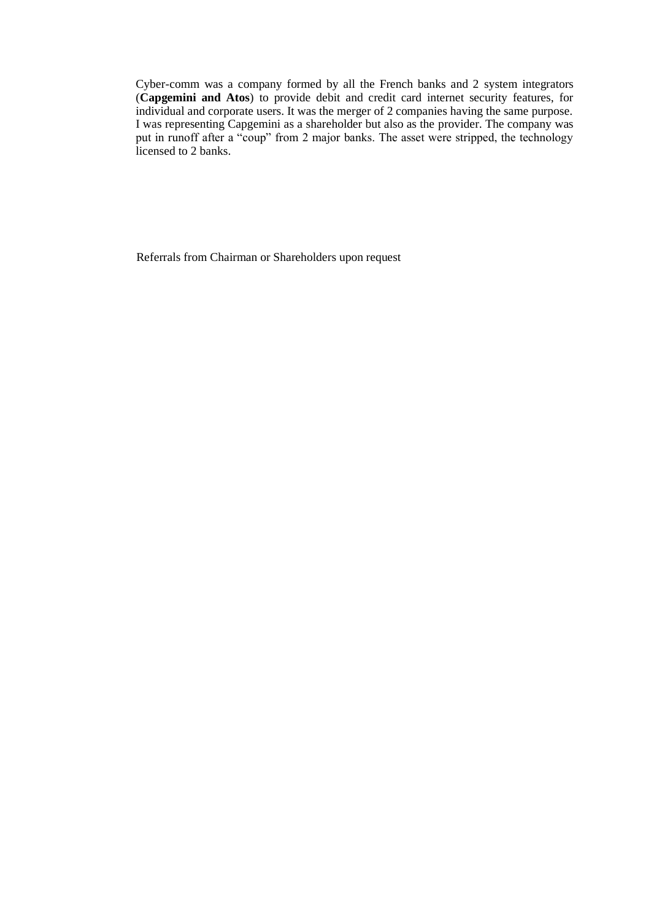Cyber-comm was a company formed by all the French banks and 2 system integrators (**Capgemini and Atos**) to provide debit and credit card internet security features, for individual and corporate users. It was the merger of 2 companies having the same purpose. I was representing Capgemini as a shareholder but also as the provider. The company was put in runoff after a "coup" from 2 major banks. The asset were stripped, the technology licensed to 2 banks.

Referrals from Chairman or Shareholders upon request